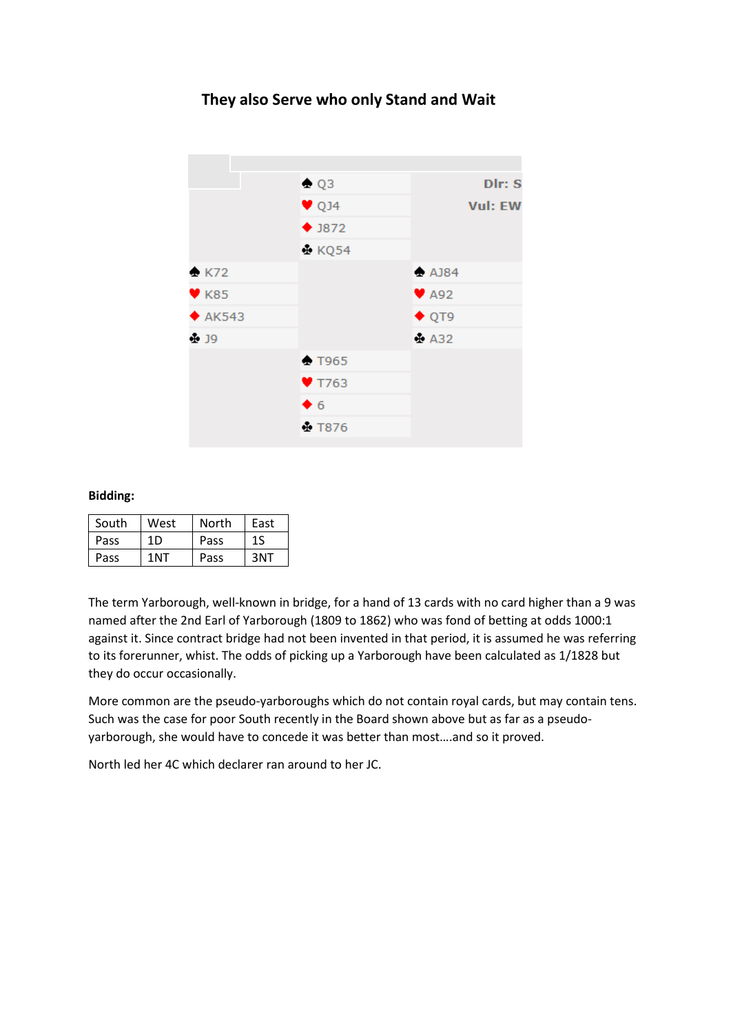# They also Serve who only Stand and Wait

| | North | |
|---|---|---|
| | ♠ Q3 | Dlr: S |
| | ♥ QJ4 | Vul: EW |
| | ♦ J872 | |
| | ♣ KQ54 | |
| ♠ K72 | | ♠ AJ84 |
| ♥ K85 | | ♥ A92 |
| ♦ AK543 | | ♦ QT9 |
| ♣ J9 | | ♣ A32 |
| | ♠ T965 | |
| | ♥ T763 | |
| | ♦ 6 | |
| | ♣ T876 | |

**Bidding:**

| South | West | North | East |
|---|---|---|---|
| Pass | 1D | Pass | 1S |
| Pass | 1NT | Pass | 3NT |

The term Yarborough, well-known in bridge, for a hand of 13 cards with no card higher than a 9 was named after the 2nd Earl of Yarborough (1809 to 1862) who was fond of betting at odds 1000:1 against it. Since contract bridge had not been invented in that period, it is assumed he was referring to its forerunner, whist. The odds of picking up a Yarborough have been calculated as 1/1828 but they do occur occasionally.

More common are the pseudo-yarboroughs which do not contain royal cards, but may contain tens. Such was the case for poor South recently in the Board shown above but as far as a pseudo-yarborough, she would have to concede it was better than most….and so it proved.

North led her 4C which declarer ran around to her JC.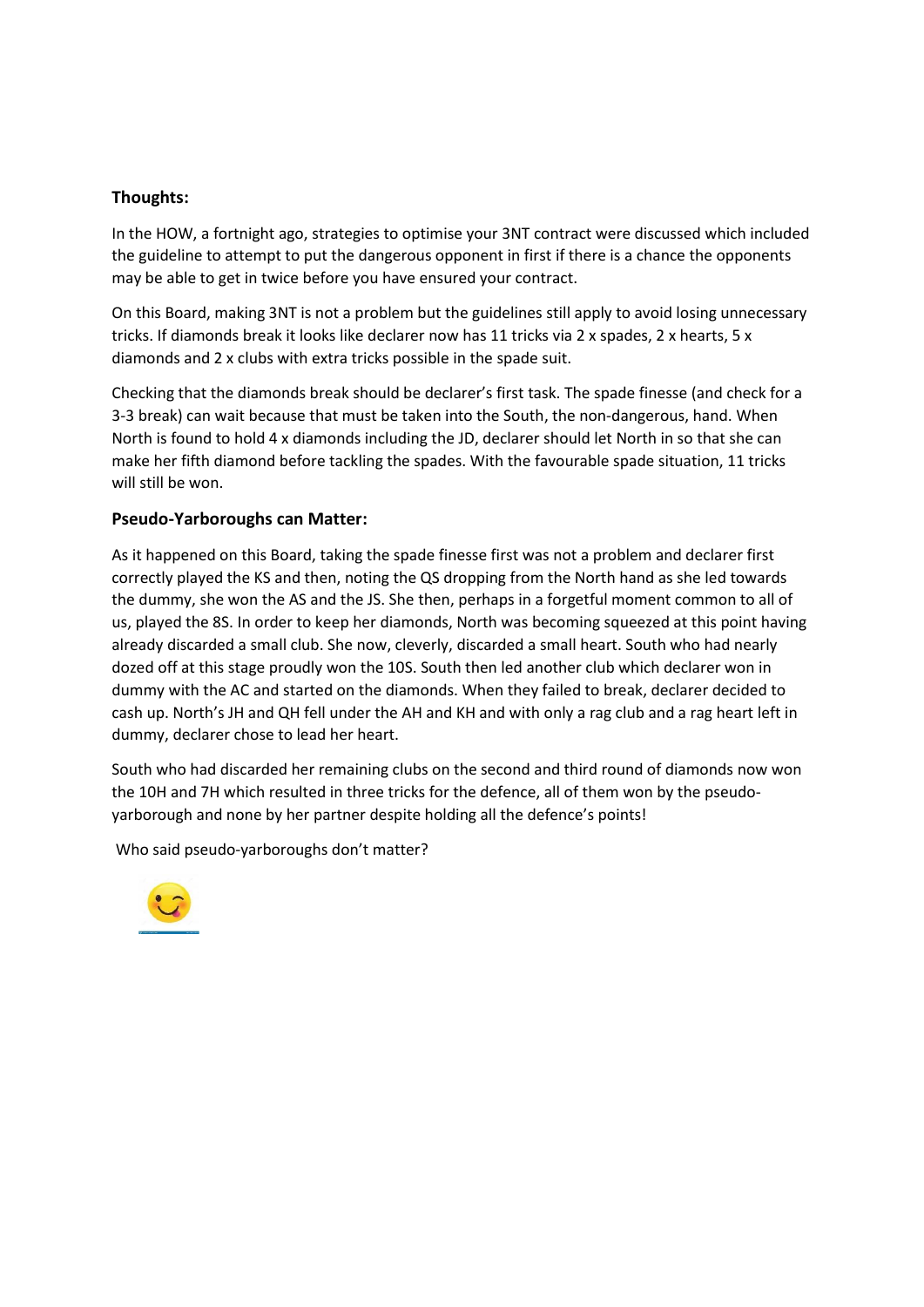## Thoughts:

In the HOW, a fortnight ago, strategies to optimise your 3NT contract were discussed which included the guideline to attempt to put the dangerous opponent in first if there is a chance the opponents may be able to get in twice before you have ensured your contract.

On this Board, making 3NT is not a problem but the guidelines still apply to avoid losing unnecessary tricks. If diamonds break it looks like declarer now has 11 tricks via 2 x spades, 2 x hearts, 5 x diamonds and 2 x clubs with extra tricks possible in the spade suit.

Checking that the diamonds break should be declarer's first task. The spade finesse (and check for a 3-3 break) can wait because that must be taken into the South, the non-dangerous, hand. When North is found to hold 4 x diamonds including the JD, declarer should let North in so that she can make her fifth diamond before tackling the spades. With the favourable spade situation, 11 tricks will still be won.

## Pseudo-Yarboroughs can Matter:

As it happened on this Board, taking the spade finesse first was not a problem and declarer first correctly played the KS and then, noting the QS dropping from the North hand as she led towards the dummy, she won the AS and the JS. She then, perhaps in a forgetful moment common to all of us, played the 8S. In order to keep her diamonds, North was becoming squeezed at this point having already discarded a small club. She now, cleverly, discarded a small heart. South who had nearly dozed off at this stage proudly won the 10S. South then led another club which declarer won in dummy with the AC and started on the diamonds. When they failed to break, declarer decided to cash up. North's JH and QH fell under the AH and KH and with only a rag club and a rag heart left in dummy, declarer chose to lead her heart.

South who had discarded her remaining clubs on the second and third round of diamonds now won the 10H and 7H which resulted in three tricks for the defence, all of them won by the pseudo-yarborough and none by her partner despite holding all the defence's points!

Who said pseudo-yarboroughs don't matter?